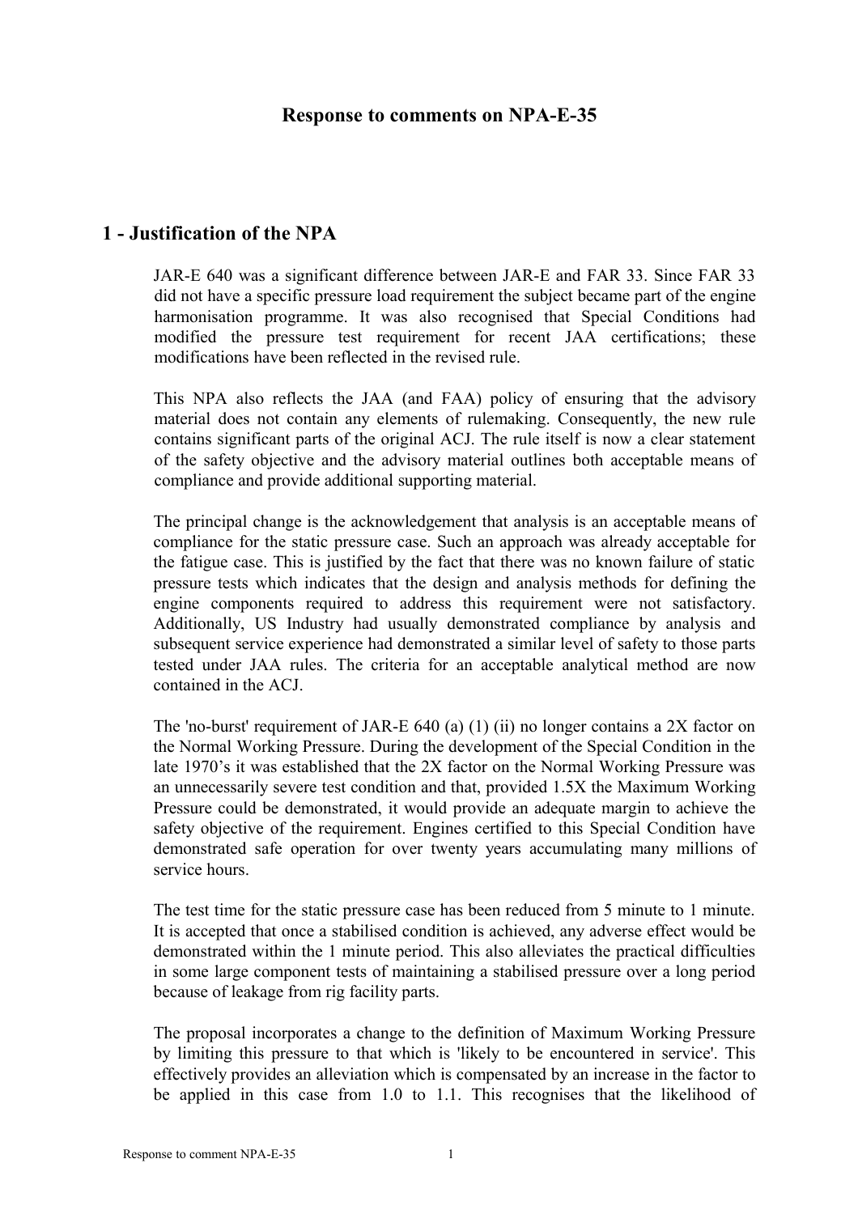# Response to comments on NPA-E-35

## 1 - Justification of the NPA

JAR-E 640 was a significant difference between JAR-E and FAR 33. Since FAR 33 did not have a specific pressure load requirement the subject became part of the engine harmonisation programme. It was also recognised that Special Conditions had modified the pressure test requirement for recent JAA certifications; these modifications have been reflected in the revised rule.

This NPA also reflects the JAA (and FAA) policy of ensuring that the advisory material does not contain any elements of rulemaking. Consequently, the new rule contains significant parts of the original ACJ. The rule itself is now a clear statement of the safety objective and the advisory material outlines both acceptable means of compliance and provide additional supporting material.

The principal change is the acknowledgement that analysis is an acceptable means of compliance for the static pressure case. Such an approach was already acceptable for the fatigue case. This is justified by the fact that there was no known failure of static pressure tests which indicates that the design and analysis methods for defining the engine components required to address this requirement were not satisfactory. Additionally, US Industry had usually demonstrated compliance by analysis and subsequent service experience had demonstrated a similar level of safety to those parts tested under JAA rules. The criteria for an acceptable analytical method are now contained in the ACJ.

The 'no-burst' requirement of JAR-E 640 (a) (1) (ii) no longer contains a 2X factor on the Normal Working Pressure. During the development of the Special Condition in the late 1970's it was established that the 2X factor on the Normal Working Pressure was an unnecessarily severe test condition and that, provided 1.5X the Maximum Working Pressure could be demonstrated, it would provide an adequate margin to achieve the safety objective of the requirement. Engines certified to this Special Condition have demonstrated safe operation for over twenty years accumulating many millions of service hours.

The test time for the static pressure case has been reduced from 5 minute to 1 minute. It is accepted that once a stabilised condition is achieved, any adverse effect would be demonstrated within the 1 minute period. This also alleviates the practical difficulties in some large component tests of maintaining a stabilised pressure over a long period because of leakage from rig facility parts.

The proposal incorporates a change to the definition of Maximum Working Pressure by limiting this pressure to that which is 'likely to be encountered in service'. This effectively provides an alleviation which is compensated by an increase in the factor to be applied in this case from 1.0 to 1.1. This recognises that the likelihood of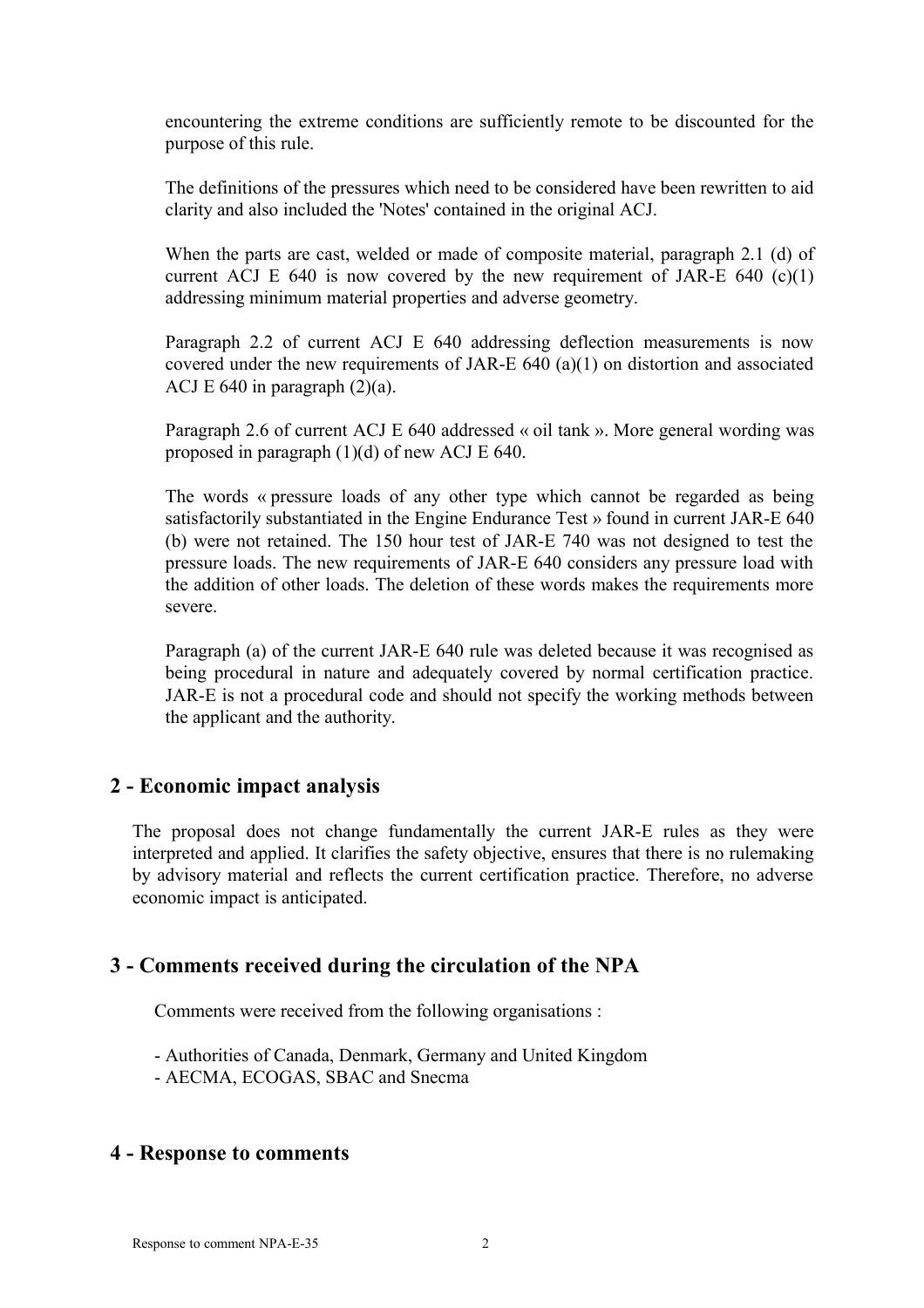encountering the extreme conditions are sufficiently remote to be discounted for the purpose of this rule.

The definitions of the pressures which need to be considered have been rewritten to aid clarity and also included the 'Notes' contained in the original ACJ.

When the parts are cast, welded or made of composite material, paragraph 2.1 (d) of current ACJ E 640 is now covered by the new requirement of JAR-E 640 (c)(1) addressing minimum material properties and adverse geometry.

Paragraph 2.2 of current ACJ E 640 addressing deflection measurements is now covered under the new requirements of JAR-E 640 (a)(1) on distortion and associated ACJ E 640 in paragraph (2)(a).

Paragraph 2.6 of current ACJ E 640 addressed « oil tank ». More general wording was proposed in paragraph (1)(d) of new ACJ E 640.

The words « pressure loads of any other type which cannot be regarded as being satisfactorily substantiated in the Engine Endurance Test » found in current JAR-E 640 (b) were not retained. The 150 hour test of JAR-E 740 was not designed to test the pressure loads. The new requirements of JAR-E 640 considers any pressure load with the addition of other loads. The deletion of these words makes the requirements more severe.

Paragraph (a) of the current JAR-E 640 rule was deleted because it was recognised as being procedural in nature and adequately covered by normal certification practice. JAR-E is not a procedural code and should not specify the working methods between the applicant and the authority.

## 2 - Economic impact analysis

The proposal does not change fundamentally the current JAR-E rules as they were interpreted and applied. It clarifies the safety objective, ensures that there is no rulemaking by advisory material and reflects the current certification practice. Therefore, no adverse economic impact is anticipated.

## 3 - Comments received during the circulation of the NPA

Comments were received from the following organisations :

- Authorities of Canada, Denmark, Germany and United Kingdom
- AECMA, ECOGAS, SBAC and Snecma

## 4 - Response to comments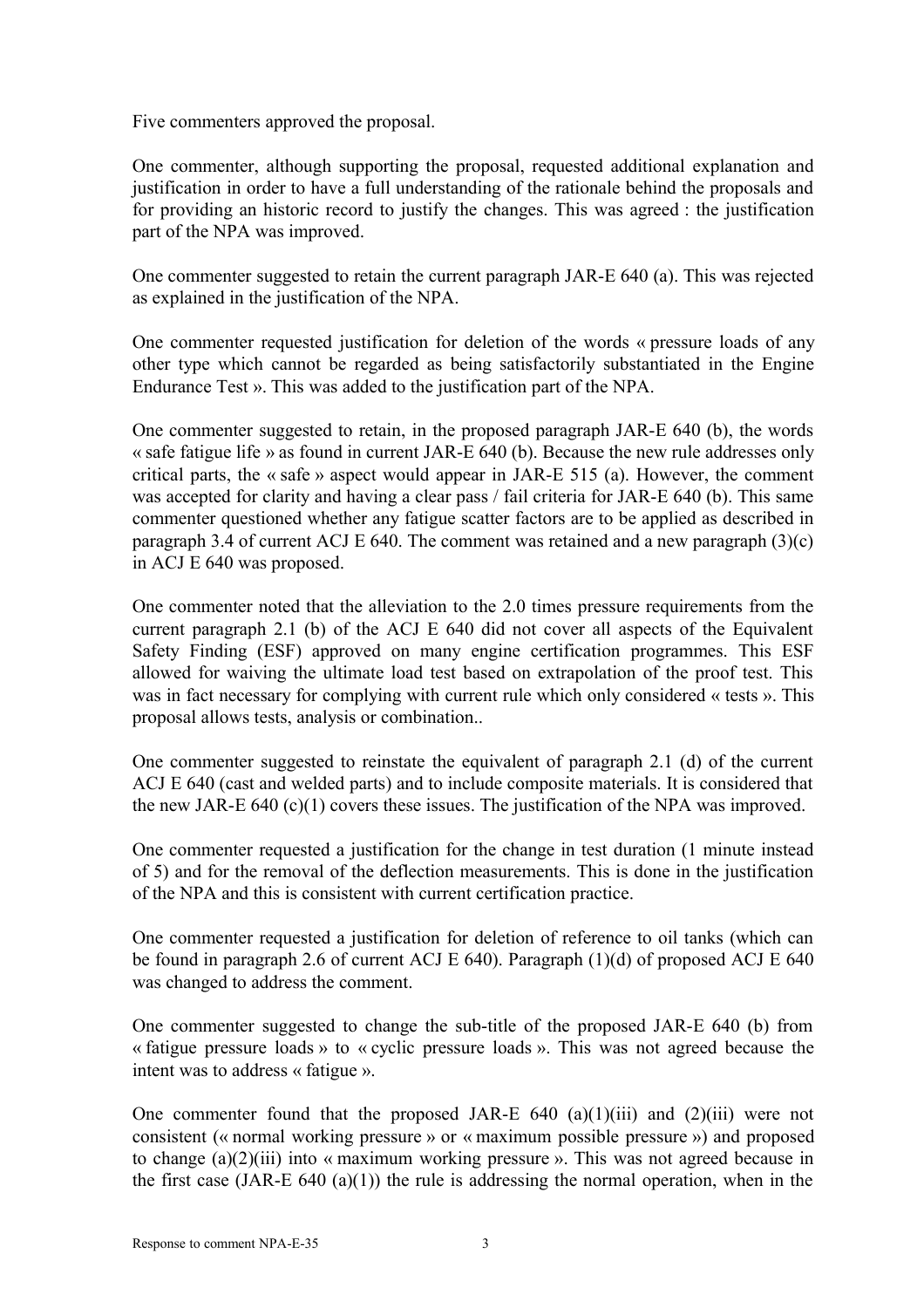Five commenters approved the proposal.

One commenter, although supporting the proposal, requested additional explanation and justification in order to have a full understanding of the rationale behind the proposals and for providing an historic record to justify the changes. This was agreed : the justification part of the NPA was improved.

One commenter suggested to retain the current paragraph JAR-E 640 (a). This was rejected as explained in the justification of the NPA.

One commenter requested justification for deletion of the words « pressure loads of any other type which cannot be regarded as being satisfactorily substantiated in the Engine Endurance Test ». This was added to the justification part of the NPA.

One commenter suggested to retain, in the proposed paragraph JAR-E 640 (b), the words « safe fatigue life » as found in current JAR-E 640 (b). Because the new rule addresses only critical parts, the « safe » aspect would appear in JAR-E 515 (a). However, the comment was accepted for clarity and having a clear pass / fail criteria for JAR-E 640 (b). This same commenter questioned whether any fatigue scatter factors are to be applied as described in paragraph 3.4 of current ACJ E 640. The comment was retained and a new paragraph (3)(c) in ACJ E 640 was proposed.

One commenter noted that the alleviation to the 2.0 times pressure requirements from the current paragraph 2.1 (b) of the ACJ E 640 did not cover all aspects of the Equivalent Safety Finding (ESF) approved on many engine certification programmes. This ESF allowed for waiving the ultimate load test based on extrapolation of the proof test. This was in fact necessary for complying with current rule which only considered « tests ». This proposal allows tests, analysis or combination..

One commenter suggested to reinstate the equivalent of paragraph 2.1 (d) of the current ACJ E 640 (cast and welded parts) and to include composite materials. It is considered that the new JAR-E 640 (c)(1) covers these issues. The justification of the NPA was improved.

One commenter requested a justification for the change in test duration (1 minute instead of 5) and for the removal of the deflection measurements. This is done in the justification of the NPA and this is consistent with current certification practice.

One commenter requested a justification for deletion of reference to oil tanks (which can be found in paragraph 2.6 of current ACJ E 640). Paragraph (1)(d) of proposed ACJ E 640 was changed to address the comment.

One commenter suggested to change the sub-title of the proposed JAR-E 640 (b) from « fatigue pressure loads » to « cyclic pressure loads ». This was not agreed because the intent was to address « fatigue ».

One commenter found that the proposed JAR-E 640 (a)(1)(iii) and (2)(iii) were not consistent (« normal working pressure » or « maximum possible pressure ») and proposed to change (a)(2)(iii) into « maximum working pressure ». This was not agreed because in the first case (JAR-E 640 (a)(1)) the rule is addressing the normal operation, when in the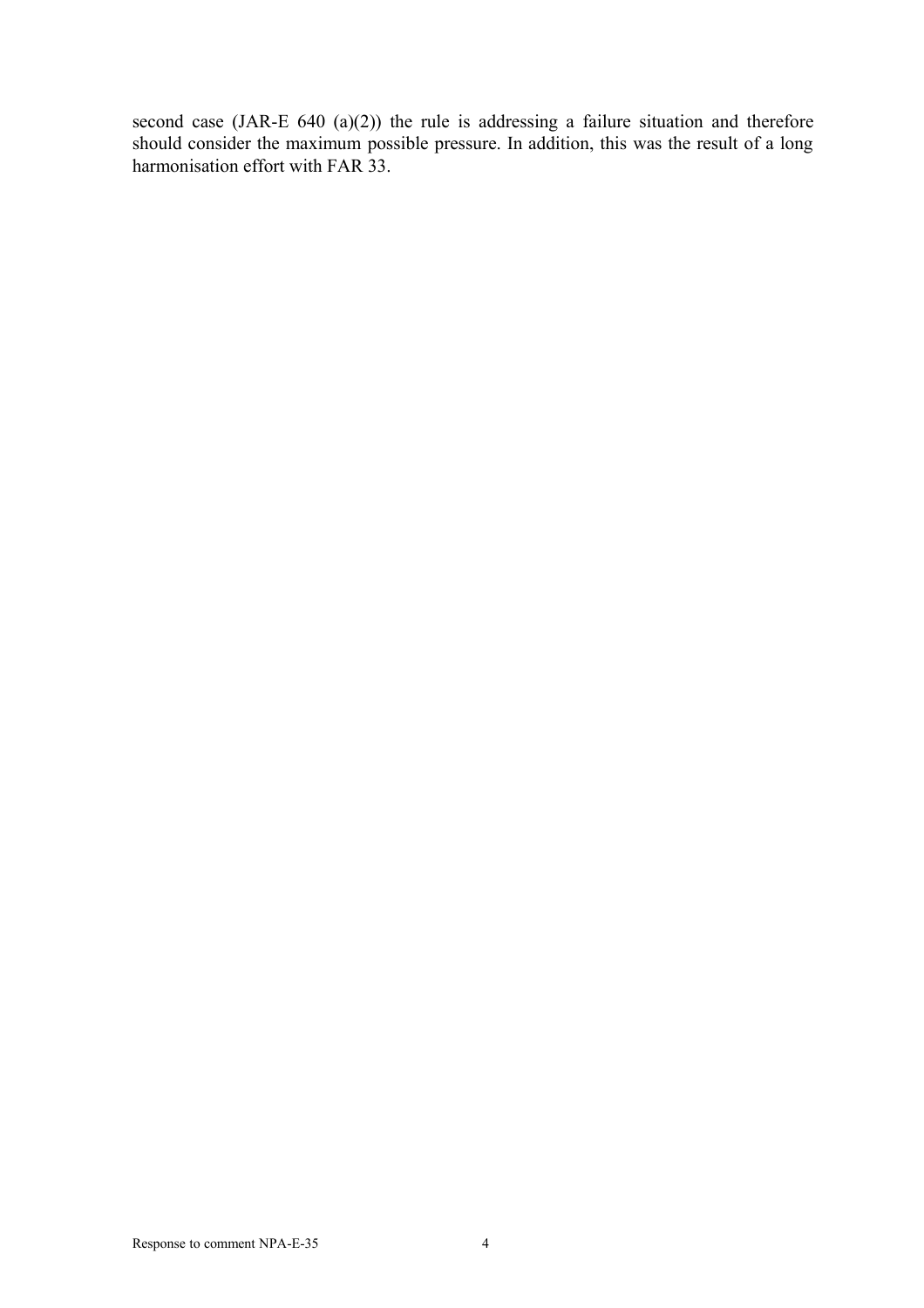second case (JAR-E 640 (a)(2)) the rule is addressing a failure situation and therefore should consider the maximum possible pressure. In addition, this was the result of a long harmonisation effort with FAR 33.